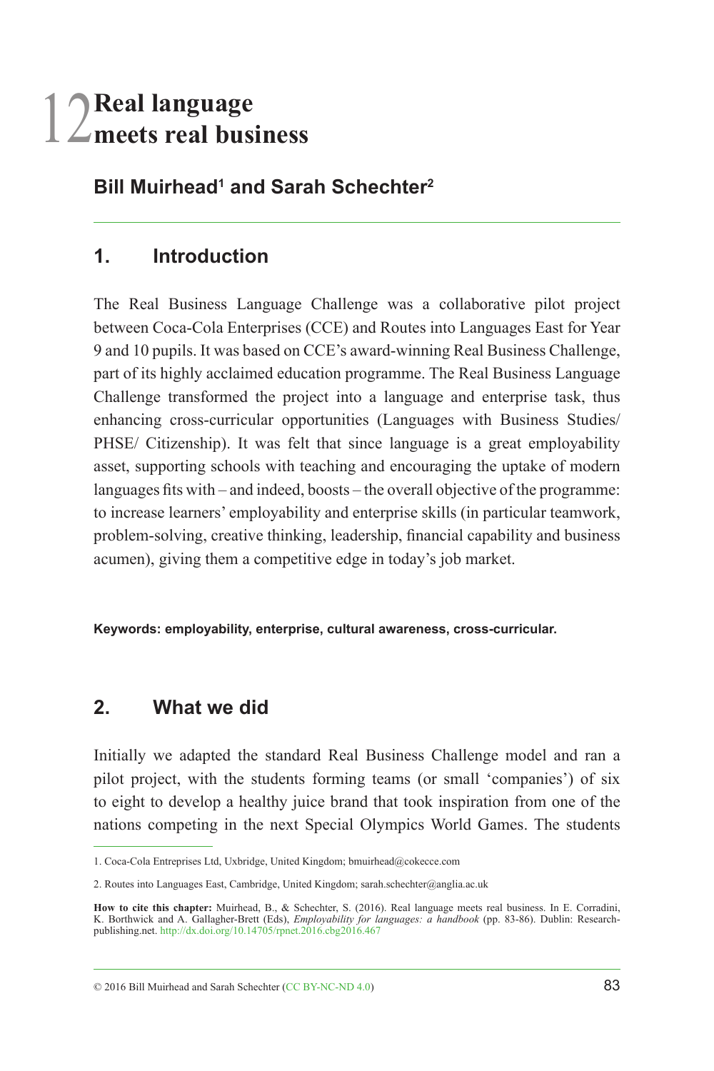# 12 Real language meets real business

**Bill Muirhead[1] and Sarah Schechter[2]**

## 1. Introduction

The Real Business Language Challenge was a collaborative pilot project between Coca-Cola Enterprises (CCE) and Routes into Languages East for Year 9 and 10 pupils. It was based on CCE's award-winning Real Business Challenge, part of its highly acclaimed education programme. The Real Business Language Challenge transformed the project into a language and enterprise task, thus enhancing cross-curricular opportunities (Languages with Business Studies/ PHSE/ Citizenship). It was felt that since language is a great employability asset, supporting schools with teaching and encouraging the uptake of modern languages fits with – and indeed, boosts – the overall objective of the programme: to increase learners' employability and enterprise skills (in particular teamwork, problem-solving, creative thinking, leadership, financial capability and business acumen), giving them a competitive edge in today's job market.

**Keywords: employability, enterprise, cultural awareness, cross-curricular.**

## 2. What we did

Initially we adapted the standard Real Business Challenge model and ran a pilot project, with the students forming teams (or small 'companies') of six to eight to develop a healthy juice brand that took inspiration from one of the nations competing in the next Special Olympics World Games. The students

---

1. Coca-Cola Entreprises Ltd, Uxbridge, United Kingdom; bmuirhead@cokecce.com

2. Routes into Languages East, Cambridge, United Kingdom; sarah.schechter@anglia.ac.uk

**How to cite this chapter:** Muirhead, B., & Schechter, S. (2016). Real language meets real business. In E. Corradini, K. Borthwick and A. Gallagher-Brett (Eds), *Employability for languages: a handbook* (pp. 83-86). Dublin: Research-publishing.net. http://dx.doi.org/10.14705/rpnet.2016.cbg2016.467

© 2016 Bill Muirhead and Sarah Schechter (CC BY-NC-ND 4.0)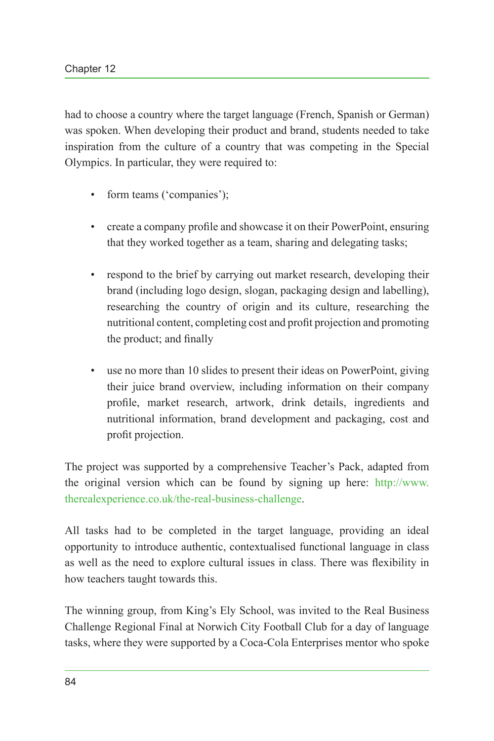had to choose a country where the target language (French, Spanish or German) was spoken. When developing their product and brand, students needed to take inspiration from the culture of a country that was competing in the Special Olympics. In particular, they were required to:

- form teams ('companies');
- create a company profile and showcase it on their PowerPoint, ensuring that they worked together as a team, sharing and delegating tasks;
- respond to the brief by carrying out market research, developing their brand (including logo design, slogan, packaging design and labelling), researching the country of origin and its culture, researching the nutritional content, completing cost and profit projection and promoting the product; and finally
- use no more than 10 slides to present their ideas on PowerPoint, giving their juice brand overview, including information on their company profile, market research, artwork, drink details, ingredients and nutritional information, brand development and packaging, cost and profit projection.

The project was supported by a comprehensive Teacher's Pack, adapted from the original version which can be found by signing up here: http://www.therealexperience.co.uk/the-real-business-challenge.

All tasks had to be completed in the target language, providing an ideal opportunity to introduce authentic, contextualised functional language in class as well as the need to explore cultural issues in class. There was flexibility in how teachers taught towards this.

The winning group, from King's Ely School, was invited to the Real Business Challenge Regional Final at Norwich City Football Club for a day of language tasks, where they were supported by a Coca-Cola Enterprises mentor who spoke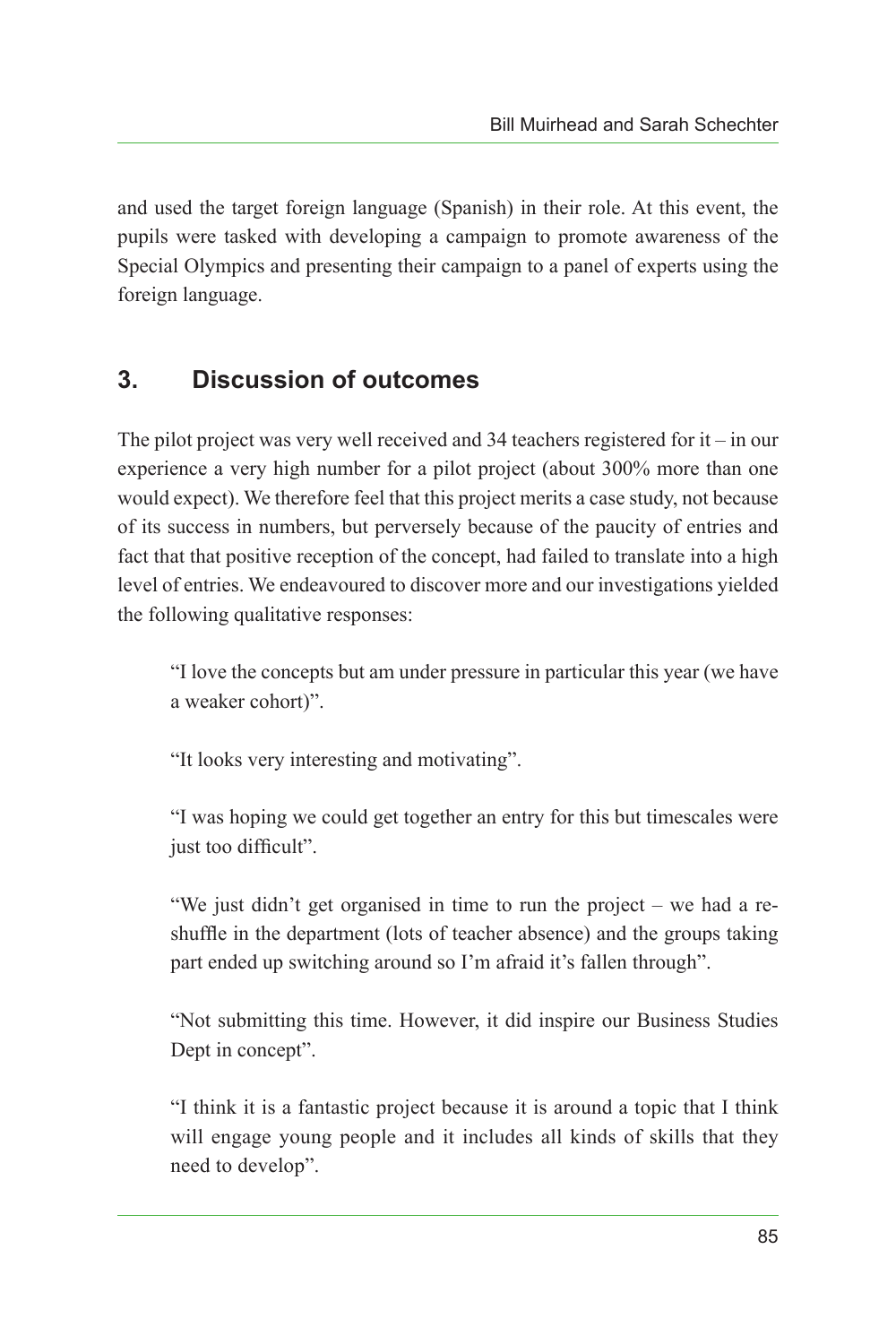and used the target foreign language (Spanish) in their role. At this event, the pupils were tasked with developing a campaign to promote awareness of the Special Olympics and presenting their campaign to a panel of experts using the foreign language.

## 3. Discussion of outcomes

The pilot project was very well received and 34 teachers registered for it – in our experience a very high number for a pilot project (about 300% more than one would expect). We therefore feel that this project merits a case study, not because of its success in numbers, but perversely because of the paucity of entries and fact that that positive reception of the concept, had failed to translate into a high level of entries. We endeavoured to discover more and our investigations yielded the following qualitative responses:

> "I love the concepts but am under pressure in particular this year (we have a weaker cohort)".
>
> "It looks very interesting and motivating".
>
> "I was hoping we could get together an entry for this but timescales were just too difficult".
>
> "We just didn't get organised in time to run the project – we had a re-shuffle in the department (lots of teacher absence) and the groups taking part ended up switching around so I'm afraid it's fallen through".
>
> "Not submitting this time. However, it did inspire our Business Studies Dept in concept".
>
> "I think it is a fantastic project because it is around a topic that I think will engage young people and it includes all kinds of skills that they need to develop".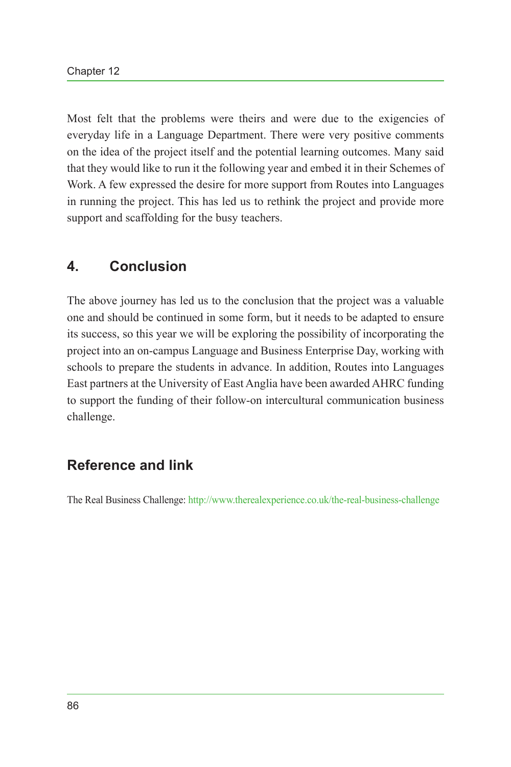Most felt that the problems were theirs and were due to the exigencies of everyday life in a Language Department. There were very positive comments on the idea of the project itself and the potential learning outcomes. Many said that they would like to run it the following year and embed it in their Schemes of Work. A few expressed the desire for more support from Routes into Languages in running the project. This has led us to rethink the project and provide more support and scaffolding for the busy teachers.

## 4. Conclusion

The above journey has led us to the conclusion that the project was a valuable one and should be continued in some form, but it needs to be adapted to ensure its success, so this year we will be exploring the possibility of incorporating the project into an on-campus Language and Business Enterprise Day, working with schools to prepare the students in advance. In addition, Routes into Languages East partners at the University of East Anglia have been awarded AHRC funding to support the funding of their follow-on intercultural communication business challenge.

## Reference and link

The Real Business Challenge: http://www.therealexperience.co.uk/the-real-business-challenge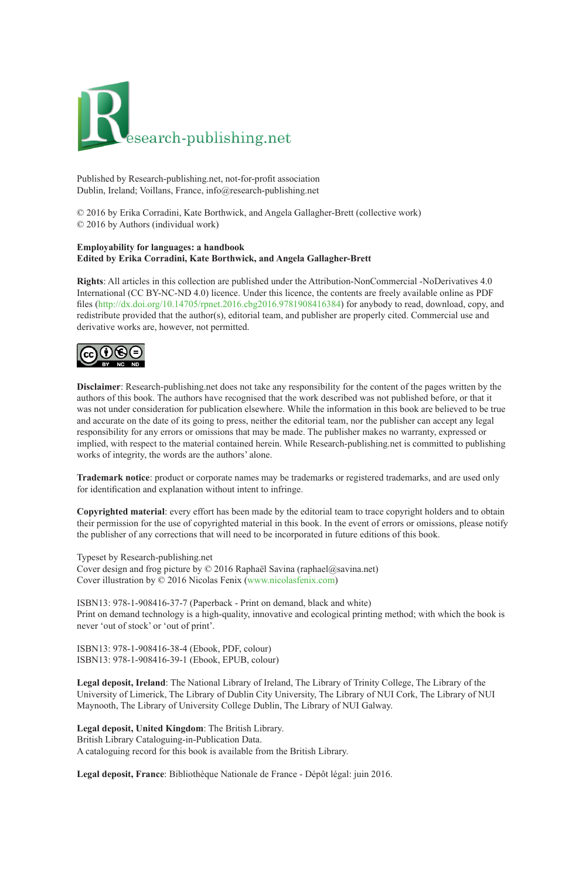Research-publishing.net

Published by Research-publishing.net, not-for-profit association
Dublin, Ireland; Voillans, France, info@research-publishing.net

© 2016 by Erika Corradini, Kate Borthwick, and Angela Gallagher-Brett (collective work)
© 2016 by Authors (individual work)

**Employability for languages: a handbook**
**Edited by Erika Corradini, Kate Borthwick, and Angela Gallagher-Brett**

**Rights**: All articles in this collection are published under the Attribution-NonCommercial -NoDerivatives 4.0 International (CC BY-NC-ND 4.0) licence. Under this licence, the contents are freely available online as PDF files (http://dx.doi.org/10.14705/rpnet.2016.cbg2016.9781908416384) for anybody to read, download, copy, and redistribute provided that the author(s), editorial team, and publisher are properly cited. Commercial use and derivative works are, however, not permitted.

**Disclaimer**: Research-publishing.net does not take any responsibility for the content of the pages written by the authors of this book. The authors have recognised that the work described was not published before, or that it was not under consideration for publication elsewhere. While the information in this book are believed to be true and accurate on the date of its going to press, neither the editorial team, nor the publisher can accept any legal responsibility for any errors or omissions that may be made. The publisher makes no warranty, expressed or implied, with respect to the material contained herein. While Research-publishing.net is committed to publishing works of integrity, the words are the authors' alone.

**Trademark notice**: product or corporate names may be trademarks or registered trademarks, and are used only for identification and explanation without intent to infringe.

**Copyrighted material**: every effort has been made by the editorial team to trace copyright holders and to obtain their permission for the use of copyrighted material in this book. In the event of errors or omissions, please notify the publisher of any corrections that will need to be incorporated in future editions of this book.

Typeset by Research-publishing.net
Cover design and frog picture by © 2016 Raphaël Savina (raphael@savina.net)
Cover illustration by © 2016 Nicolas Fenix (www.nicolasfenix.com)

ISBN13: 978-1-908416-37-7 (Paperback - Print on demand, black and white)
Print on demand technology is a high-quality, innovative and ecological printing method; with which the book is never 'out of stock' or 'out of print'.

ISBN13: 978-1-908416-38-4 (Ebook, PDF, colour)
ISBN13: 978-1-908416-39-1 (Ebook, EPUB, colour)

**Legal deposit, Ireland**: The National Library of Ireland, The Library of Trinity College, The Library of the University of Limerick, The Library of Dublin City University, The Library of NUI Cork, The Library of NUI Maynooth, The Library of University College Dublin, The Library of NUI Galway.

**Legal deposit, United Kingdom**: The British Library.
British Library Cataloguing-in-Publication Data.
A cataloguing record for this book is available from the British Library.

**Legal deposit, France**: Bibliothèque Nationale de France - Dépôt légal: juin 2016.